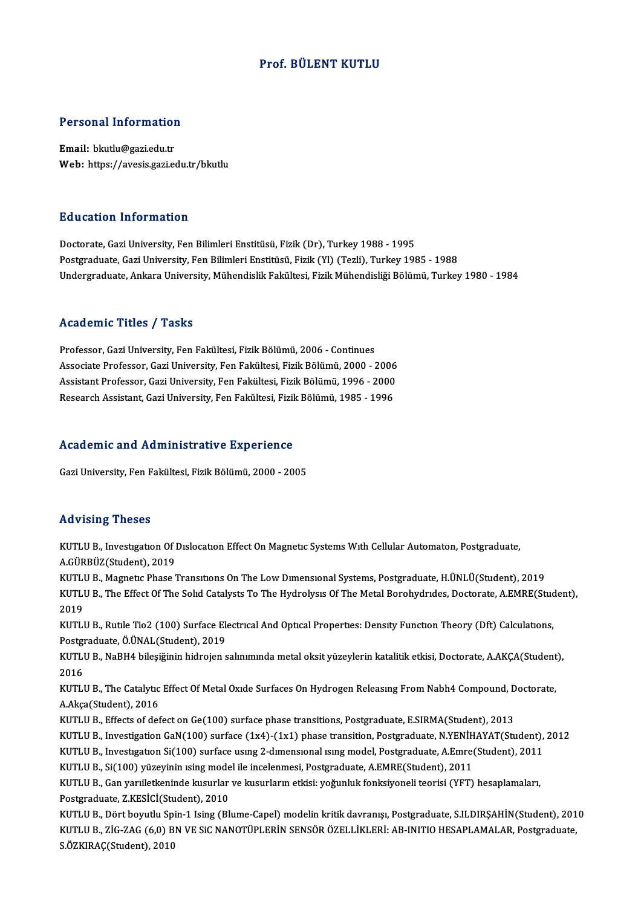# Prof. BÜLENT KUTLU

## Personal Information

**Email:** bkutlu@gazi.edu.tr
**Web:** https://avesis.gazi.edu.tr/bkutlu

## Education Information

Doctorate, Gazi University, Fen Bilimleri Enstitüsü, Fizik (Dr), Turkey 1988 - 1995
Postgraduate, Gazi University, Fen Bilimleri Enstitüsü, Fizik (Yl) (Tezli), Turkey 1985 - 1988
Undergraduate, Ankara University, Mühendislik Fakültesi, Fizik Mühendisliği Bölümü, Turkey 1980 - 1984

## Academic Titles / Tasks

Professor, Gazi University, Fen Fakültesi, Fizik Bölümü, 2006 - Continues
Associate Professor, Gazi University, Fen Fakültesi, Fizik Bölümü, 2000 - 2006
Assistant Professor, Gazi University, Fen Fakültesi, Fizik Bölümü, 1996 - 2000
Research Assistant, Gazi University, Fen Fakültesi, Fizik Bölümü, 1985 - 1996

## Academic and Administrative Experience

Gazi University, Fen Fakültesi, Fizik Bölümü, 2000 - 2005

## Advising Theses

KUTLU B., Investıgatıon Of Dıslocatıon Effect On Magnetıc Systems Wıth Cellular Automaton, Postgraduate, A.GÜRBÜZ(Student), 2019
KUTLU B., Magnetıc Phase Transıtıons On The Low Dımensıonal Systems, Postgraduate, H.ÜNLÜ(Student), 2019
KUTLU B., The Effect Of The Solıd Catalysts To The Hydrolysıs Of The Metal Borohydrıdes, Doctorate, A.EMRE(Student), 2019
KUTLU B., Rutıle Tio2 (100) Surface Electrıcal And Optıcal Propertıes: Densıty Functıon Theory (Dft) Calculatıons, Postgraduate, Ö.ÜNAL(Student), 2019
KUTLU B., NaBH4 bileşiğinin hidrojen salınımında metal oksit yüzeylerin katalitik etkisi, Doctorate, A.AKÇA(Student), 2016
KUTLU B., The Catalytıc Effect Of Metal Oxıde Surfaces On Hydrogen Releasıng From Nabh4 Compound, Doctorate, A.Akça(Student), 2016
KUTLU B., Effects of defect on Ge(100) surface phase transitions, Postgraduate, E.SIRMA(Student), 2013
KUTLU B., Investigation GaN(100) surface (1x4)-(1x1) phase transition, Postgraduate, N.YENİHAYAT(Student), 2012
KUTLU B., Investıgatıon Si(100) surface usıng 2-dımensıonal ısıng model, Postgraduate, A.Emre(Student), 2011
KUTLU B., Si(100) yüzeyinin ısing model ile incelenmesi, Postgraduate, A.EMRE(Student), 2011
KUTLU B., Gan yarıiletkeninde kusurlar ve kusurların etkisi: yoğunluk fonksiyoneli teorisi (YFT) hesaplamaları, Postgraduate, Z.KESİCİ(Student), 2010
KUTLU B., Dört boyutlu Spin-1 Ising (Blume-Capel) modelin kritik davranışı, Postgraduate, S.ILDIRŞAHİN(Student), 2010
KUTLU B., ZİG-ZAG (6,0) BN VE SiC NANOTÜPLERİN SENSÖR ÖZELLİKLERİ: AB-INITIO HESAPLAMALAR, Postgraduate, S.ÖZKIRAÇ(Student), 2010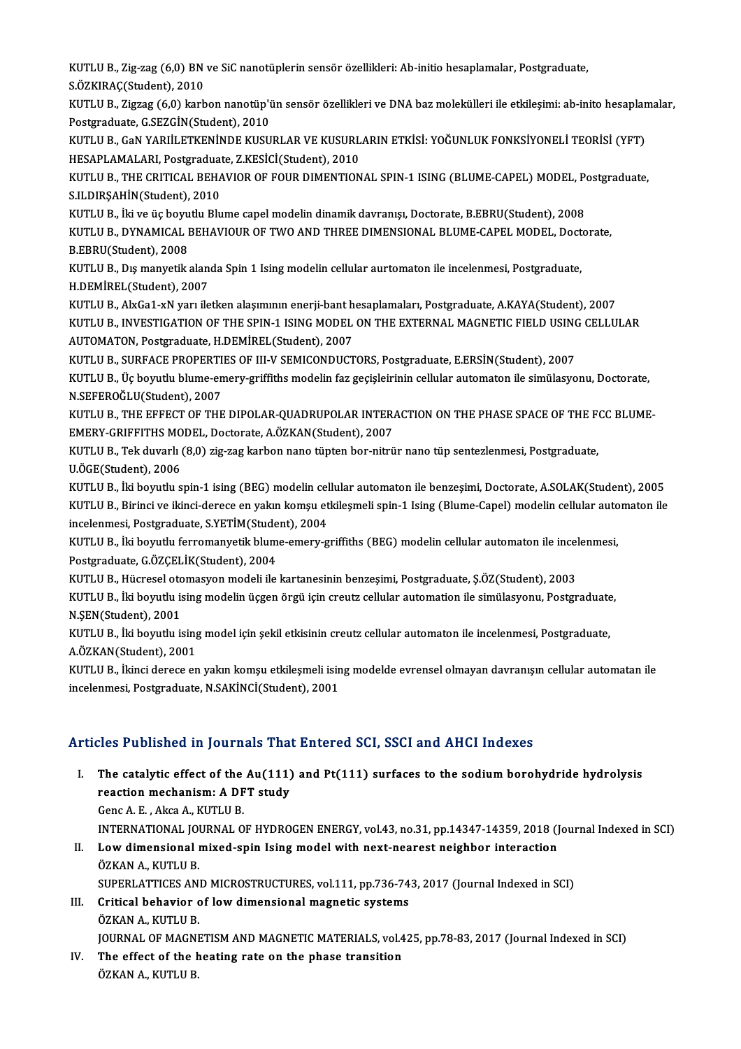KUTLU B., Zig-zag (6,0) BN ve SiC nanotüplerin sensör özellikleri: Ab-initio hesaplamalar, Postgraduate, S.ÖZKIRAÇ(Student), 2010

KUTLU B., Zigzag (6,0) karbon nanotüp'ün sensör özellikleri ve DNA baz molekülleri ile etkileşimi: ab-inito hesaplamalar, Postgraduate, G.SEZGİN(Student), 2010

KUTLU B., GaN YARIİLETKENİNDE KUSURLAR VE KUSURLARIN ETKİSİ: YOĞUNLUK FONKSİYONELİ TEORİSİ (YFT) HESAPLAMALARI, Postgraduate, Z.KESİCİ(Student), 2010

KUTLU B., THE CRITICAL BEHAVIOR OF FOUR DIMENTIONAL SPIN-1 ISING (BLUME-CAPEL) MODEL, Postgraduate, S.ILDIRŞAHİN(Student), 2010

KUTLU B., İki ve üç boyutlu Blume capel modelin dinamik davranışı, Doctorate, B.EBRU(Student), 2008

KUTLU B., DYNAMICAL BEHAVIOUR OF TWO AND THREE DIMENSIONAL BLUME-CAPEL MODEL, Doctorate, B.EBRU(Student), 2008

KUTLU B., Dış manyetik alanda Spin 1 Ising modelin cellular aurtomaton ile incelenmesi, Postgraduate, H.DEMİREL(Student), 2007

KUTLU B., AlxGa1-xN yarı iletken alaşımının enerji-bant hesaplamaları, Postgraduate, A.KAYA(Student), 2007

KUTLU B., INVESTIGATION OF THE SPIN-1 ISING MODEL ON THE EXTERNAL MAGNETIC FIELD USING CELLULAR AUTOMATON, Postgraduate, H.DEMİREL(Student), 2007

KUTLU B., SURFACE PROPERTIES OF III-V SEMICONDUCTORS, Postgraduate, E.ERSİN(Student), 2007

KUTLU B., Üç boyutlu blume-emery-griffiths modelin faz geçişleirinin cellular automaton ile simülasyonu, Doctorate, N.SEFEROĞLU(Student), 2007

KUTLU B., THE EFFECT OF THE DIPOLAR-QUADRUPOLAR INTERACTION ON THE PHASE SPACE OF THE FCC BLUME-EMERY-GRIFFITHS MODEL, Doctorate, A.ÖZKAN(Student), 2007

KUTLU B., Tek duvarlı (8,0) zig-zag karbon nano tüpten bor-nitrür nano tüp sentezlenmesi, Postgraduate, U.ÖGE(Student), 2006

KUTLU B., İki boyutlu spin-1 ising (BEG) modelin cellular automaton ile benzeşimi, Doctorate, A.SOLAK(Student), 2005

KUTLU B., Birinci ve ikinci-derece en yakın komşu etkileşmeli spin-1 Ising (Blume-Capel) modelin cellular automaton ile incelenmesi, Postgraduate, S.YETİM(Student), 2004

KUTLU B., İki boyutlu ferromanyetik blume-emery-griffiths (BEG) modelin cellular automaton ile incelenmesi, Postgraduate, G.ÖZÇELİK(Student), 2004

KUTLU B., Hücresel otomasyon modeli ile kartanesinin benzeşimi, Postgraduate, Ş.ÖZ(Student), 2003

KUTLU B., İki boyutlu ising modelin üçgen örgü için creutz cellular automation ile simülasyonu, Postgraduate, N.ŞEN(Student), 2001

KUTLU B., İki boyutlu ising model için şekil etkisinin creutz cellular automaton ile incelenmesi, Postgraduate, A.ÖZKAN(Student), 2001

KUTLU B., İkinci derece en yakın komşu etkileşmeli ising modelde evrensel olmayan davranışın cellular automatan ile incelenmesi, Postgraduate, N.SAKİNCİ(Student), 2001

## Articles Published in Journals That Entered SCI, SSCI and AHCI Indexes

I. **The catalytic effect of the Au(111) and Pt(111) surfaces to the sodium borohydride hydrolysis reaction mechanism: A DFT study**
   Genc A. E. , Akca A., KUTLU B.
   INTERNATIONAL JOURNAL OF HYDROGEN ENERGY, vol.43, no.31, pp.14347-14359, 2018 (Journal Indexed in SCI)

II. **Low dimensional mixed-spin Ising model with next-nearest neighbor interaction**
   ÖZKAN A., KUTLU B.
   SUPERLATTICES AND MICROSTRUCTURES, vol.111, pp.736-743, 2017 (Journal Indexed in SCI)

III. **Critical behavior of low dimensional magnetic systems**
   ÖZKAN A., KUTLU B.
   JOURNAL OF MAGNETISM AND MAGNETIC MATERIALS, vol.425, pp.78-83, 2017 (Journal Indexed in SCI)

IV. **The effect of the heating rate on the phase transition**
   ÖZKAN A., KUTLU B.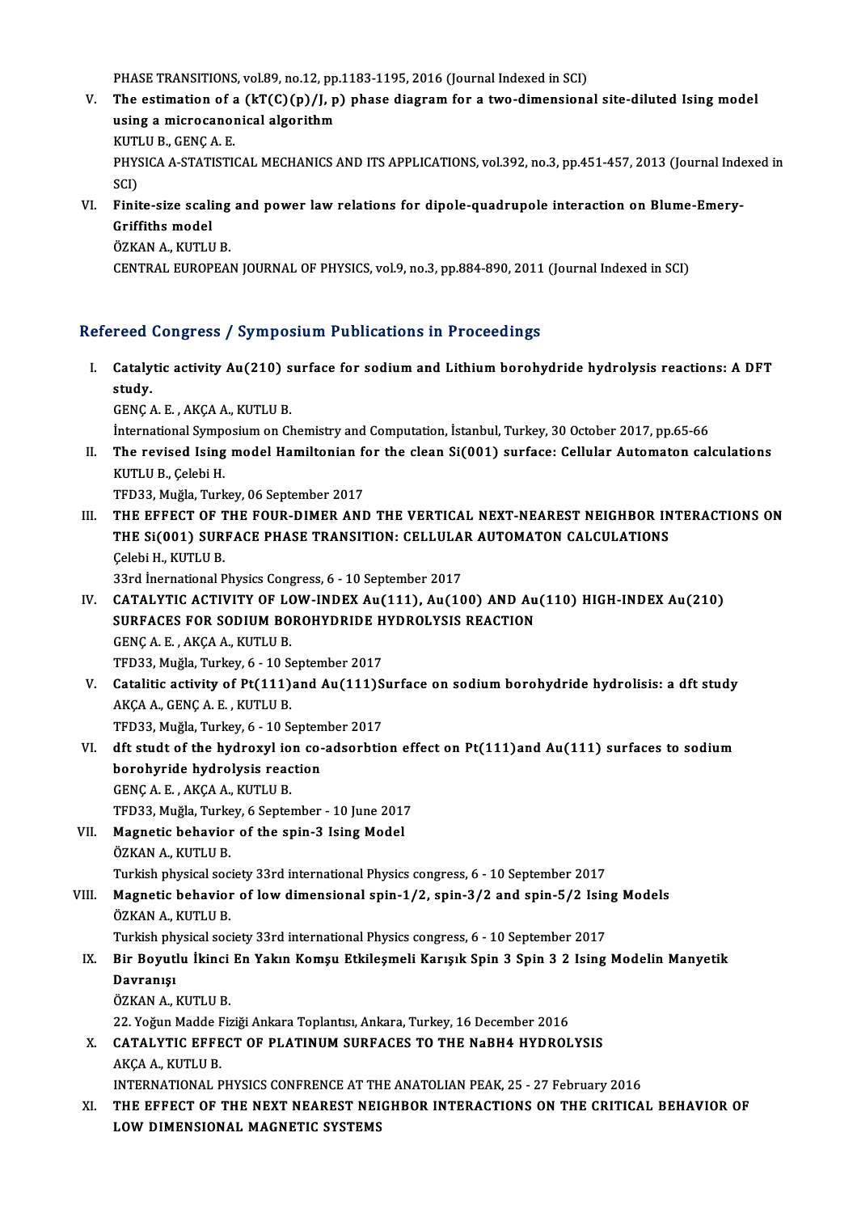PHASE TRANSITIONS, vol.89, no.12, pp.1183-1195, 2016 (Journal Indexed in SCI)

V. **The estimation of a (kT(C)(p)/J, p) phase diagram for a two-dimensional site-diluted Ising model using a microcanonical algorithm**
KUTLU B., GENÇ A. E.
PHYSICA A-STATISTICAL MECHANICS AND ITS APPLICATIONS, vol.392, no.3, pp.451-457, 2013 (Journal Indexed in SCI)

VI. **Finite-size scaling and power law relations for dipole-quadrupole interaction on Blume-Emery-Griffiths model**
ÖZKAN A., KUTLU B.
CENTRAL EUROPEAN JOURNAL OF PHYSICS, vol.9, no.3, pp.884-890, 2011 (Journal Indexed in SCI)

## Refereed Congress / Symposium Publications in Proceedings

I. **Catalytic activity Au(210) surface for sodium and Lithium borohydride hydrolysis reactions: A DFT study.**
GENÇ A. E. , AKÇA A., KUTLU B.
İnternational Symposium on Chemistry and Computation, İstanbul, Turkey, 30 October 2017, pp.65-66

II. **The revised Ising model Hamiltonian for the clean Si(001) surface: Cellular Automaton calculations**
KUTLU B., Çelebi H.
TFD33, Muğla, Turkey, 06 September 2017

III. **THE EFFECT OF THE FOUR-DIMER AND THE VERTICAL NEXT-NEAREST NEIGHBOR INTERACTIONS ON THE Si(001) SURFACE PHASE TRANSITION: CELLULAR AUTOMATON CALCULATIONS**
Çelebi H., KUTLU B.
33rd İnernational Physics Congress, 6 - 10 September 2017

IV. **CATALYTIC ACTIVITY OF LOW-INDEX Au(111), Au(100) AND Au(110) HIGH-INDEX Au(210) SURFACES FOR SODIUM BOROHYDRIDE HYDROLYSIS REACTION**
GENÇ A. E. , AKÇA A., KUTLU B.
TFD33, Muğla, Turkey, 6 - 10 September 2017

V. **Catalitic activity of Pt(111)and Au(111)Surface on sodium borohydride hydrolisis: a dft study**
AKÇA A., GENÇ A. E. , KUTLU B.
TFD33, Muğla, Turkey, 6 - 10 September 2017

VI. **dft studt of the hydroxyl ion co-adsorbtion effect on Pt(111)and Au(111) surfaces to sodium borohyride hydrolysis reaction**
GENÇ A. E. , AKÇA A., KUTLU B.
TFD33, Muğla, Turkey, 6 September - 10 June 2017

VII. **Magnetic behavior of the spin-3 Ising Model**
ÖZKAN A., KUTLU B.
Turkish physical society 33rd international Physics congress, 6 - 10 September 2017

VIII. **Magnetic behavior of low dimensional spin-1/2, spin-3/2 and spin-5/2 Ising Models**
ÖZKAN A., KUTLU B.
Turkish physical society 33rd international Physics congress, 6 - 10 September 2017

IX. **Bir Boyutlu İkinci En Yakın Komşu Etkileşmeli Karışık Spin 3 Spin 3 2 Ising Modelin Manyetik Davranışı**
ÖZKAN A., KUTLU B.
22. Yoğun Madde Fiziği Ankara Toplantısı, Ankara, Turkey, 16 December 2016

X. **CATALYTIC EFFECT OF PLATINUM SURFACES TO THE NaBH4 HYDROLYSIS**
AKÇA A., KUTLU B.
INTERNATIONAL PHYSICS CONFRENCE AT THE ANATOLIAN PEAK, 25 - 27 February 2016

XI. **THE EFFECT OF THE NEXT NEAREST NEIGHBOR INTERACTIONS ON THE CRITICAL BEHAVIOR OF LOW DIMENSIONAL MAGNETIC SYSTEMS**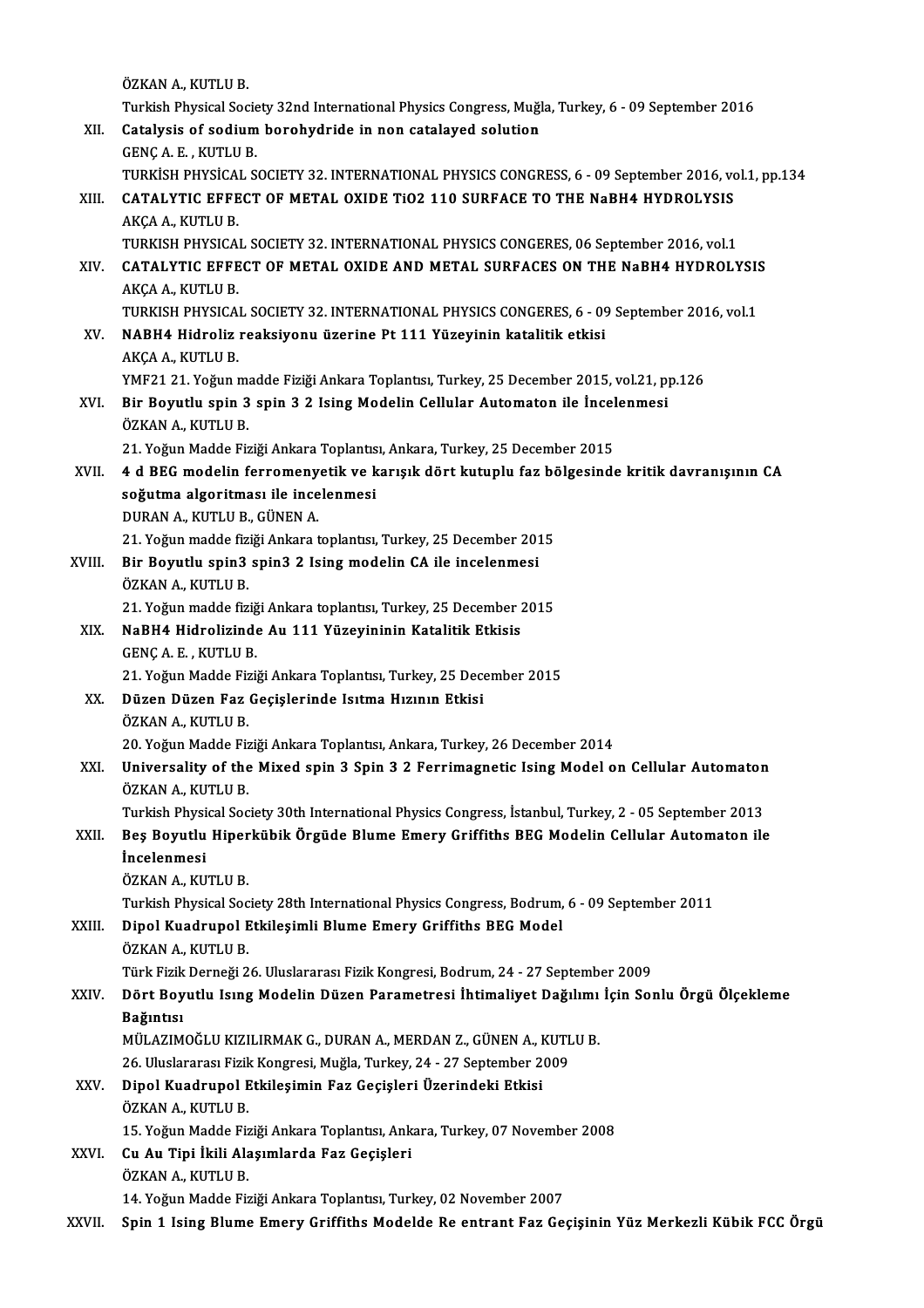ÖZKAN A., KUTLU B.
Turkish Physical Society 32nd International Physics Congress, Muğla, Turkey, 6 - 09 September 2016

XII. **Catalysis of sodium borohydride in non catalayed solution**
GENÇ A. E. , KUTLU B.
TURKİSH PHYSİCAL SOCIETY 32. INTERNATIONAL PHYSICS CONGRESS, 6 - 09 September 2016, vol.1, pp.134

XIII. **CATALYTIC EFFECT OF METAL OXIDE TiO2 110 SURFACE TO THE NaBH4 HYDROLYSIS**
AKÇA A., KUTLU B.
TURKISH PHYSICAL SOCIETY 32. INTERNATIONAL PHYSICS CONGERES, 06 September 2016, vol.1

XIV. **CATALYTIC EFFECT OF METAL OXIDE AND METAL SURFACES ON THE NaBH4 HYDROLYSIS**
AKÇA A., KUTLU B.
TURKISH PHYSICAL SOCIETY 32. INTERNATIONAL PHYSICS CONGERES, 6 - 09 September 2016, vol.1

XV. **NABH4 Hidroliz reaksiyonu üzerine Pt 111 Yüzeyinin katalitik etkisi**
AKÇA A., KUTLU B.
YMF21 21. Yoğun madde Fiziği Ankara Toplantısı, Turkey, 25 December 2015, vol.21, pp.126

XVI. **Bir Boyutlu spin 3 spin 3 2 Ising Modelin Cellular Automaton ile İncelenmesi**
ÖZKAN A., KUTLU B.
21. Yoğun Madde Fiziği Ankara Toplantısı, Ankara, Turkey, 25 December 2015

XVII. **4 d BEG modelin ferromenyetik ve karışık dört kutuplu faz bölgesinde kritik davranışının CA soğutma algoritması ile incelenmesi**
DURAN A., KUTLU B., GÜNEN A.
21. Yoğun madde fiziği Ankara toplantısı, Turkey, 25 December 2015

XVIII. **Bir Boyutlu spin3 spin3 2 Ising modelin CA ile incelenmesi**
ÖZKAN A., KUTLU B.
21. Yoğun madde fiziği Ankara toplantısı, Turkey, 25 December 2015

XIX. **NaBH4 Hidrolizinde Au 111 Yüzeyininin Katalitik Etkisis**
GENÇ A. E. , KUTLU B.
21. Yoğun Madde Fiziği Ankara Toplantısı, Turkey, 25 December 2015

XX. **Düzen Düzen Faz Geçişlerinde Isıtma Hızının Etkisi**
ÖZKAN A., KUTLU B.
20. Yoğun Madde Fiziği Ankara Toplantısı, Ankara, Turkey, 26 December 2014

XXI. **Universality of the Mixed spin 3 Spin 3 2 Ferrimagnetic Ising Model on Cellular Automaton**
ÖZKAN A., KUTLU B.
Turkish Physical Society 30th International Physics Congress, İstanbul, Turkey, 2 - 05 September 2013

XXII. **Beş Boyutlu Hiperkübik Örgüde Blume Emery Griffiths BEG Modelin Cellular Automaton ile İncelenmesi**
ÖZKAN A., KUTLU B.
Turkish Physical Society 28th International Physics Congress, Bodrum, 6 - 09 September 2011

XXIII. **Dipol Kuadrupol Etkileşimli Blume Emery Griffiths BEG Model**
ÖZKAN A., KUTLU B.
Türk Fizik Derneği 26. Uluslararası Fizik Kongresi, Bodrum, 24 - 27 September 2009

XXIV. **Dört Boyutlu Isıng Modelin Düzen Parametresi İhtimaliyet Dağılımı İçin Sonlu Örgü Ölçekleme Bağıntısı**
MÜLAZIMOĞLU KIZILIRMAK G., DURAN A., MERDAN Z., GÜNEN A., KUTLU B.
26. Uluslararası Fizik Kongresi, Muğla, Turkey, 24 - 27 September 2009

XXV. **Dipol Kuadrupol Etkileşimin Faz Geçişleri Üzerindeki Etkisi**
ÖZKAN A., KUTLU B.
15. Yoğun Madde Fiziği Ankara Toplantısı, Ankara, Turkey, 07 November 2008

XXVI. **Cu Au Tipi İkili Alaşımlarda Faz Geçişleri**
ÖZKAN A., KUTLU B.
14. Yoğun Madde Fiziği Ankara Toplantısı, Turkey, 02 November 2007

XXVII. **Spin 1 Ising Blume Emery Griffiths Modelde Re entrant Faz Geçişinin Yüz Merkezli Kübik FCC Örgü**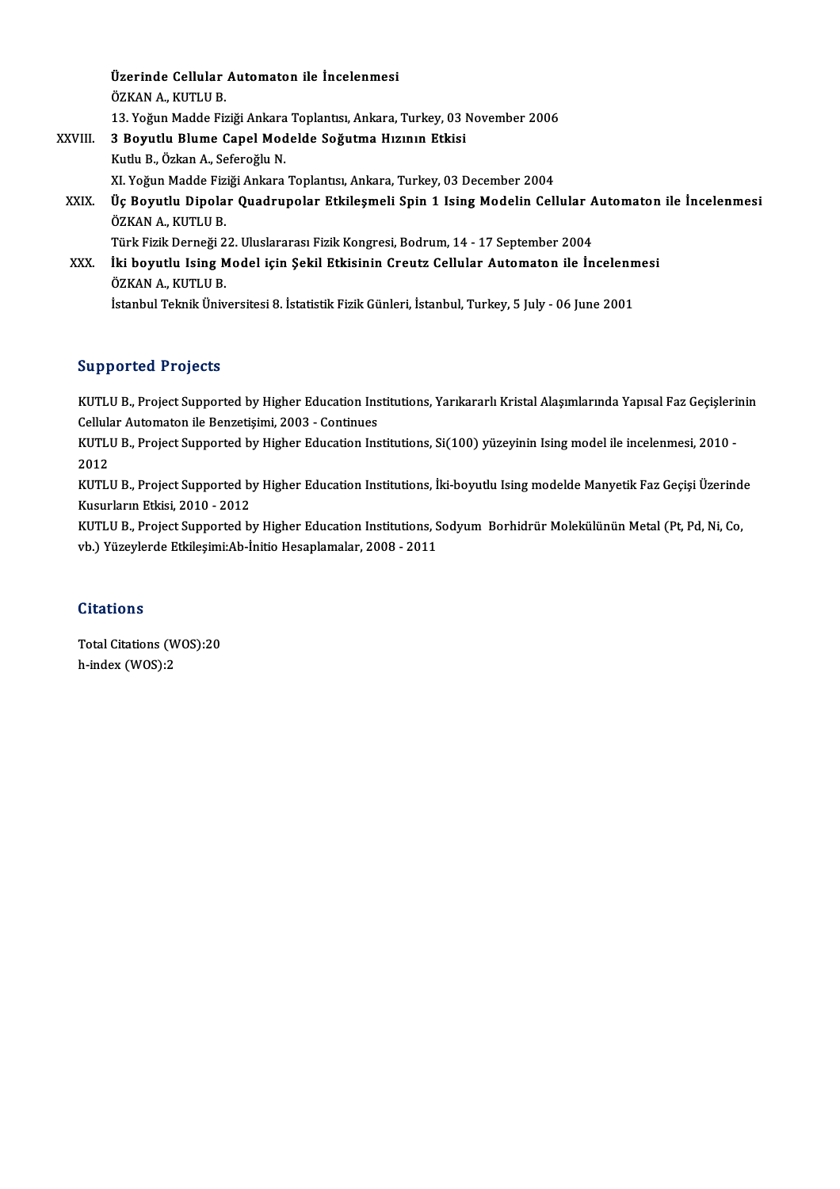**Üzerinde Cellular Automaton ile İncelenmesi**
ÖZKAN A., KUTLU B.
13. Yoğun Madde Fiziği Ankara Toplantısı, Ankara, Turkey, 03 November 2006

XXVIII. **3 Boyutlu Blume Capel Modelde Soğutma Hızının Etkisi**
Kutlu B., Özkan A., Seferoğlu N.
XI. Yoğun Madde Fiziği Ankara Toplantısı, Ankara, Turkey, 03 December 2004

XXIX. **Üç Boyutlu Dipolar Quadrupolar Etkileşmeli Spin 1 Ising Modelin Cellular Automaton ile İncelenmesi**
ÖZKAN A., KUTLU B.
Türk Fizik Derneği 22. Uluslararası Fizik Kongresi, Bodrum, 14 - 17 September 2004

XXX. **İki boyutlu Ising Model için Şekil Etkisinin Creutz Cellular Automaton ile İncelenmesi**
ÖZKAN A., KUTLU B.
İstanbul Teknik Üniversitesi 8. İstatistik Fizik Günleri, İstanbul, Turkey, 5 July - 06 June 2001

## Supported Projects

KUTLU B., Project Supported by Higher Education Institutions, Yarıkararlı Kristal Alaşımlarında Yapısal Faz Geçişlerinin Cellular Automaton ile Benzetişimi, 2003 - Continues

KUTLU B., Project Supported by Higher Education Institutions, Si(100) yüzeyinin Ising model ile incelenmesi, 2010 - 2012

KUTLU B., Project Supported by Higher Education Institutions, İki-boyutlu Ising modelde Manyetik Faz Geçişi Üzerinde Kusurların Etkisi, 2010 - 2012

KUTLU B., Project Supported by Higher Education Institutions, Sodyum Borhidrür Molekülünün Metal (Pt, Pd, Ni, Co, vb.) Yüzeylerde Etkileşimi:Ab-İnitio Hesaplamalar, 2008 - 2011

## Citations

Total Citations (WOS):20
h-index (WOS):2